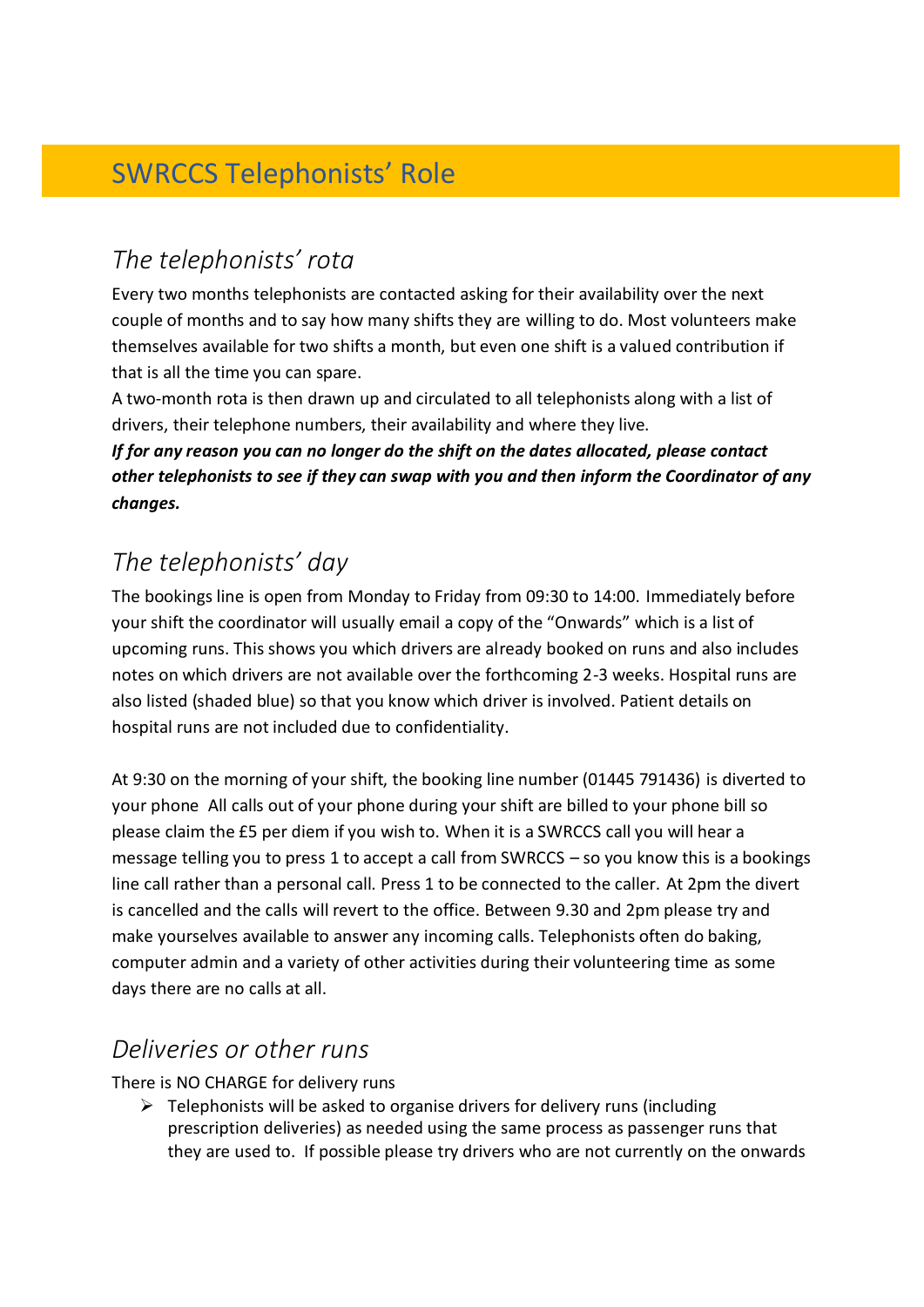# SWRCCS Telephonists' Role

## *The telephonists' rota*

Every two months telephonists are contacted asking for their availability over the next couple of months and to say how many shifts they are willing to do. Most volunteers make themselves available for two shifts a month, but even one shift is a valued contribution if that is all the time you can spare.

A two-month rota is then drawn up and circulated to all telephonists along with a list of drivers, their telephone numbers, their availability and where they live.

***If for any reason you can no longer do the shift on the dates allocated, please contact other telephonists to see if they can swap with you and then inform the Coordinator of any changes.***

## *The telephonists' day*

The bookings line is open from Monday to Friday from 09:30 to 14:00. Immediately before your shift the coordinator will usually email a copy of the "Onwards" which is a list of upcoming runs. This shows you which drivers are already booked on runs and also includes notes on which drivers are not available over the forthcoming 2-3 weeks. Hospital runs are also listed (shaded blue) so that you know which driver is involved. Patient details on hospital runs are not included due to confidentiality.

At 9:30 on the morning of your shift, the booking line number (01445 791436) is diverted to your phone  All calls out of your phone during your shift are billed to your phone bill so please claim the £5 per diem if you wish to. When it is a SWRCCS call you will hear a message telling you to press 1 to accept a call from SWRCCS – so you know this is a bookings line call rather than a personal call. Press 1 to be connected to the caller. At 2pm the divert is cancelled and the calls will revert to the office. Between 9.30 and 2pm please try and make yourselves available to answer any incoming calls. Telephonists often do baking, computer admin and a variety of other activities during their volunteering time as some days there are no calls at all.

## *Deliveries or other runs*

There is NO CHARGE for delivery runs

- Telephonists will be asked to organise drivers for delivery runs (including prescription deliveries) as needed using the same process as passenger runs that they are used to. If possible please try drivers who are not currently on the onwards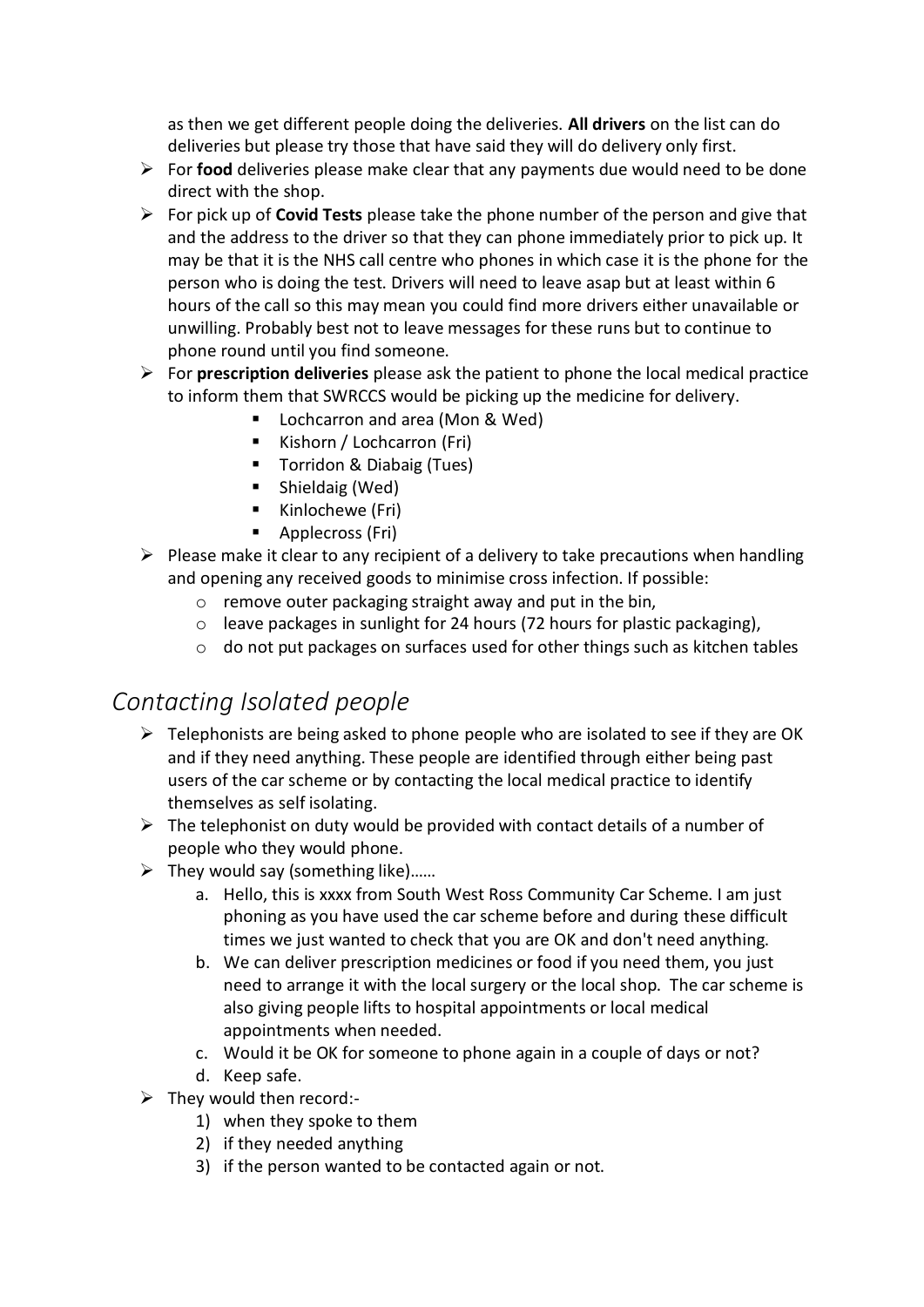as then we get different people doing the deliveries. **All drivers** on the list can do deliveries but please try those that have said they will do delivery only first.

- For **food** deliveries please make clear that any payments due would need to be done direct with the shop.
- For pick up of **Covid Tests** please take the phone number of the person and give that and the address to the driver so that they can phone immediately prior to pick up. It may be that it is the NHS call centre who phones in which case it is the phone for the person who is doing the test. Drivers will need to leave asap but at least within 6 hours of the call so this may mean you could find more drivers either unavailable or unwilling. Probably best not to leave messages for these runs but to continue to phone round until you find someone.
- For **prescription deliveries** please ask the patient to phone the local medical practice to inform them that SWRCCS would be picking up the medicine for delivery.
    - Lochcarron and area (Mon & Wed)
    - Kishorn / Lochcarron (Fri)
    - Torridon & Diabaig (Tues)
    - Shieldaig (Wed)
    - Kinlochewe (Fri)
    - Applecross (Fri)
- Please make it clear to any recipient of a delivery to take precautions when handling and opening any received goods to minimise cross infection. If possible:
    - remove outer packaging straight away and put in the bin,
    - leave packages in sunlight for 24 hours (72 hours for plastic packaging),
    - do not put packages on surfaces used for other things such as kitchen tables

## *Contacting Isolated people*

- Telephonists are being asked to phone people who are isolated to see if they are OK and if they need anything. These people are identified through either being past users of the car scheme or by contacting the local medical practice to identify themselves as self isolating.
- The telephonist on duty would be provided with contact details of a number of people who they would phone.
- They would say (something like)……
    a. Hello, this is xxxx from South West Ross Community Car Scheme. I am just phoning as you have used the car scheme before and during these difficult times we just wanted to check that you are OK and don't need anything.
    b. We can deliver prescription medicines or food if you need them, you just need to arrange it with the local surgery or the local shop. The car scheme is also giving people lifts to hospital appointments or local medical appointments when needed.
    c. Would it be OK for someone to phone again in a couple of days or not?
    d. Keep safe.
- They would then record:-
    1) when they spoke to them
    2) if they needed anything
    3) if the person wanted to be contacted again or not.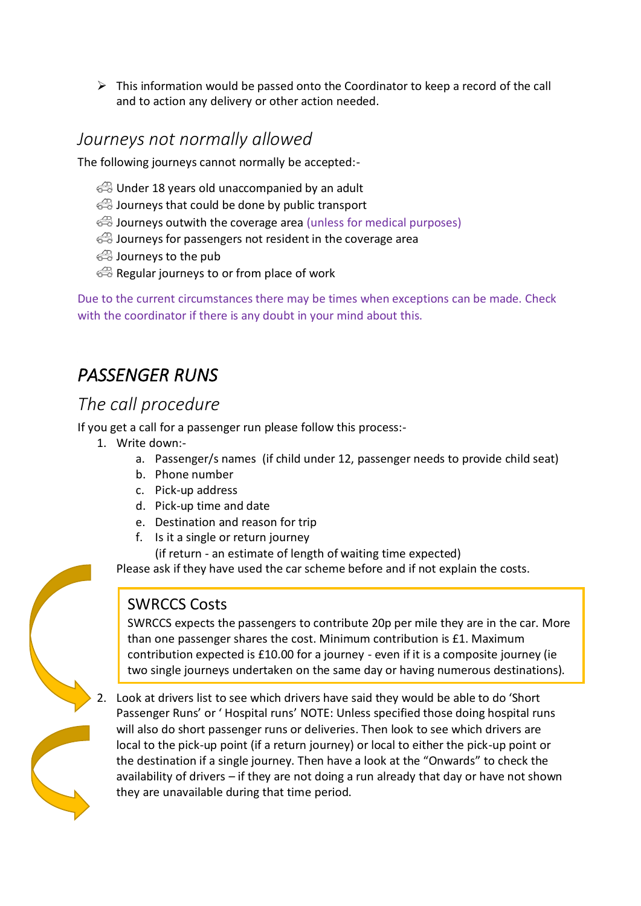- This information would be passed onto the Coordinator to keep a record of the call and to action any delivery or other action needed.

## *Journeys not normally allowed*

The following journeys cannot normally be accepted:-

- Under 18 years old unaccompanied by an adult
- Journeys that could be done by public transport
- Journeys outwith the coverage area (unless for medical purposes)
- Journeys for passengers not resident in the coverage area
- Journeys to the pub
- Regular journeys to or from place of work

Due to the current circumstances there may be times when exceptions can be made. Check with the coordinator if there is any doubt in your mind about this.

# *PASSENGER RUNS*

## *The call procedure*

If you get a call for a passenger run please follow this process:-

1. Write down:-
   a. Passenger/s names (if child under 12, passenger needs to provide child seat)
   b. Phone number
   c. Pick-up address
   d. Pick-up time and date
   e. Destination and reason for trip
   f. Is it a single or return journey
      (if return - an estimate of length of waiting time expected)

   Please ask if they have used the car scheme before and if not explain the costs.

   > **SWRCCS Costs**
   >
   > SWRCCS expects the passengers to contribute 20p per mile they are in the car. More than one passenger shares the cost. Minimum contribution is £1. Maximum contribution expected is £10.00 for a journey - even if it is a composite journey (ie two single journeys undertaken on the same day or having numerous destinations).

2. Look at drivers list to see which drivers have said they would be able to do 'Short Passenger Runs' or ' Hospital runs' NOTE: Unless specified those doing hospital runs will also do short passenger runs or deliveries. Then look to see which drivers are local to the pick-up point (if a return journey) or local to either the pick-up point or the destination if a single journey. Then have a look at the "Onwards" to check the availability of drivers – if they are not doing a run already that day or have not shown they are unavailable during that time period.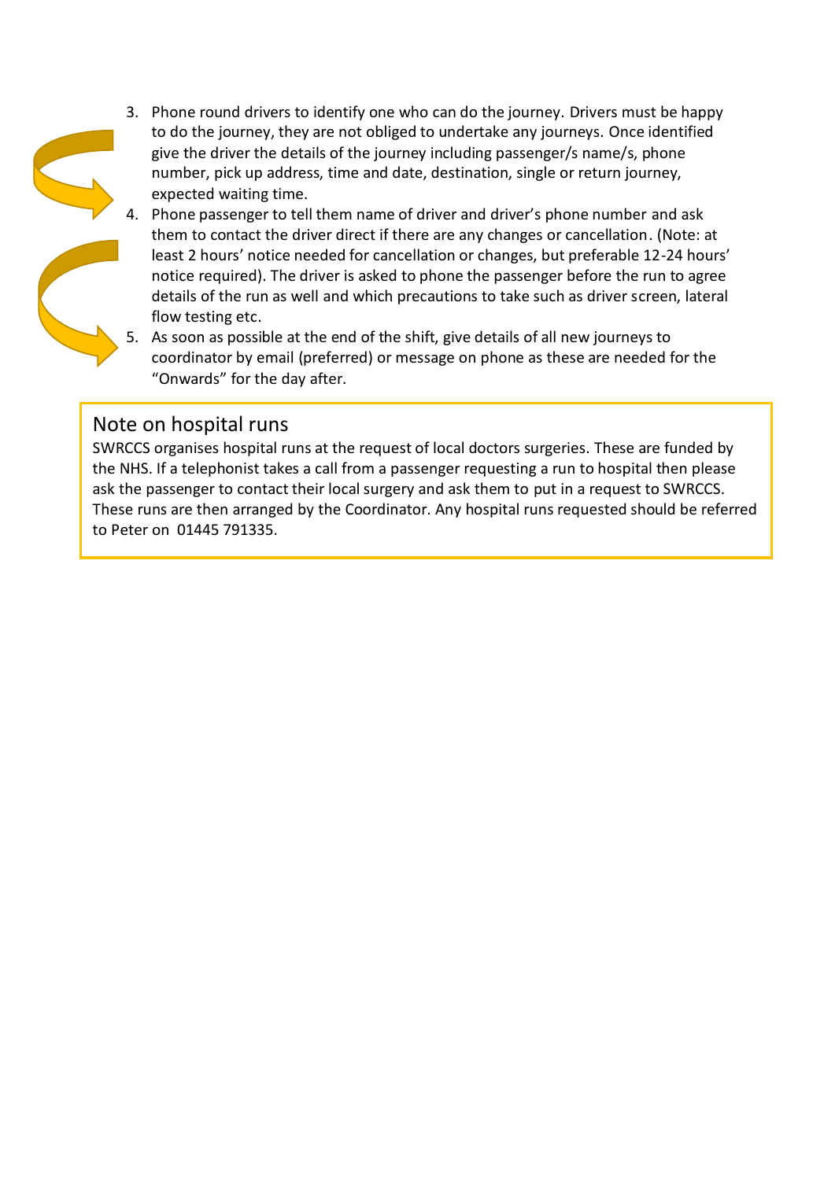3. Phone round drivers to identify one who can do the journey. Drivers must be happy to do the journey, they are not obliged to undertake any journeys. Once identified give the driver the details of the journey including passenger/s name/s, phone number, pick up address, time and date, destination, single or return journey, expected waiting time.
4. Phone passenger to tell them name of driver and driver's phone number and ask them to contact the driver direct if there are any changes or cancellation. (Note: at least 2 hours' notice needed for cancellation or changes, but preferable 12-24 hours' notice required). The driver is asked to phone the passenger before the run to agree details of the run as well and which precautions to take such as driver screen, lateral flow testing etc.
5. As soon as possible at the end of the shift, give details of all new journeys to coordinator by email (preferred) or message on phone as these are needed for the "Onwards" for the day after.

## Note on hospital runs

SWRCCS organises hospital runs at the request of local doctors surgeries. These are funded by the NHS. If a telephonist takes a call from a passenger requesting a run to hospital then please ask the passenger to contact their local surgery and ask them to put in a request to SWRCCS. These runs are then arranged by the Coordinator. Any hospital runs requested should be referred to Peter on 01445 791335.